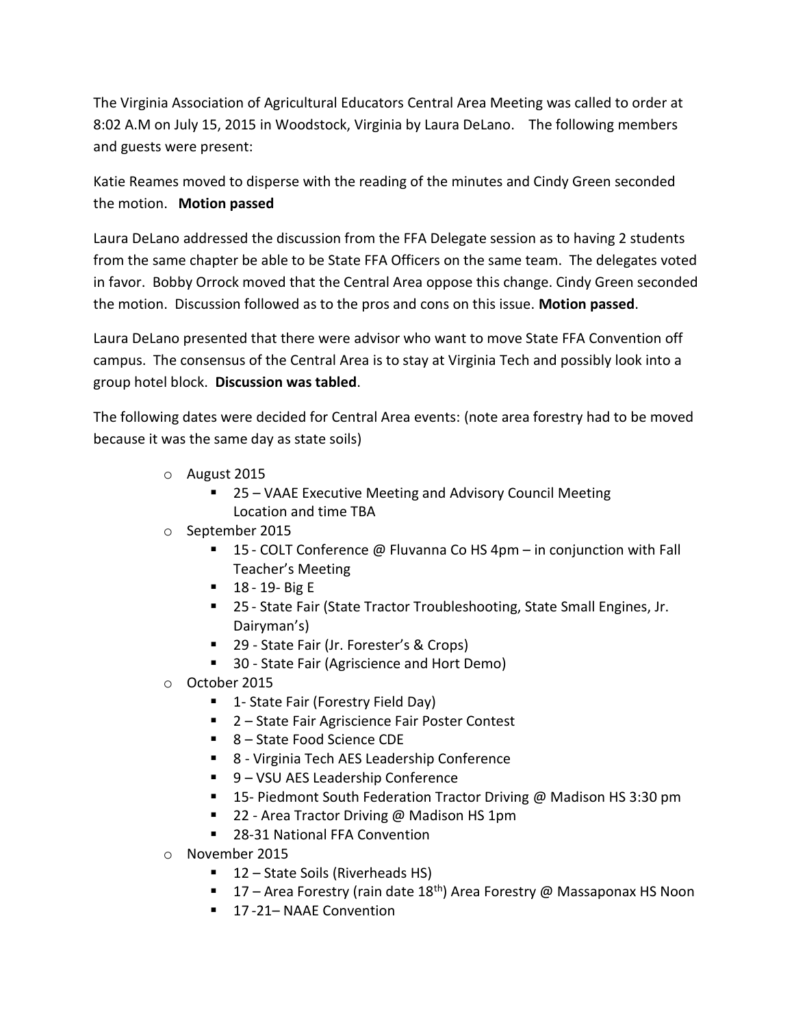The Virginia Association of Agricultural Educators Central Area Meeting was called to order at 8:02 A.M on July 15, 2015 in Woodstock, Virginia by Laura DeLano. The following members and guests were present:

Katie Reames moved to disperse with the reading of the minutes and Cindy Green seconded the motion. **Motion passed**

Laura DeLano addressed the discussion from the FFA Delegate session as to having 2 students from the same chapter be able to be State FFA Officers on the same team. The delegates voted in favor. Bobby Orrock moved that the Central Area oppose this change. Cindy Green seconded the motion. Discussion followed as to the pros and cons on this issue. **Motion passed**.

Laura DeLano presented that there were advisor who want to move State FFA Convention off campus. The consensus of the Central Area is to stay at Virginia Tech and possibly look into a group hotel block. **Discussion was tabled**.

The following dates were decided for Central Area events: (note area forestry had to be moved because it was the same day as state soils)

- August 2015
  - 25 – VAAE Executive Meeting and Advisory Council Meeting Location and time TBA
- September 2015
  - 15 - COLT Conference @ Fluvanna Co HS 4pm – in conjunction with Fall Teacher's Meeting
  - 18 - 19- Big E
  - 25 - State Fair (State Tractor Troubleshooting, State Small Engines, Jr. Dairyman's)
  - 29 - State Fair (Jr. Forester's & Crops)
  - 30 - State Fair (Agriscience and Hort Demo)
- October 2015
  - 1- State Fair (Forestry Field Day)
  - 2 – State Fair Agriscience Fair Poster Contest
  - 8 – State Food Science CDE
  - 8 - Virginia Tech AES Leadership Conference
  - 9 – VSU AES Leadership Conference
  - 15- Piedmont South Federation Tractor Driving @ Madison HS 3:30 pm
  - 22 - Area Tractor Driving @ Madison HS 1pm
  - 28-31 National FFA Convention
- November 2015
  - 12 – State Soils (Riverheads HS)
  - 17 – Area Forestry (rain date 18th) Area Forestry @ Massaponax HS Noon
  - 17 -21– NAAE Convention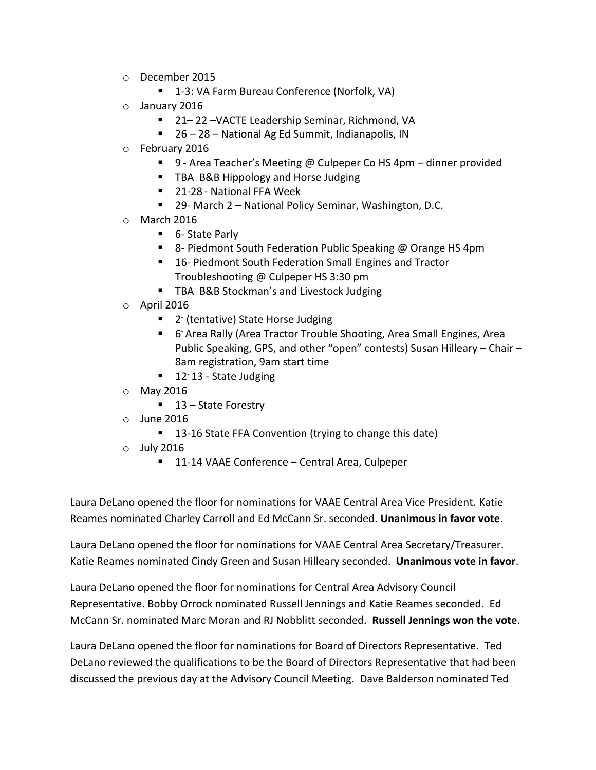- December 2015
  - 1-3: VA Farm Bureau Conference (Norfolk, VA)
- January 2016
  - 21– 22 –VACTE Leadership Seminar, Richmond, VA
  - 26 – 28 – National Ag Ed Summit, Indianapolis, IN
- February 2016
  - 9 - Area Teacher's Meeting @ Culpeper Co HS 4pm – dinner provided
  - TBA B&B Hippology and Horse Judging
  - 21-28 - National FFA Week
  - 29- March 2 – National Policy Seminar, Washington, D.C.
- March 2016
  - 6- State Parly
  - 8- Piedmont South Federation Public Speaking @ Orange HS 4pm
  - 16- Piedmont South Federation Small Engines and Tractor Troubleshooting @ Culpeper HS 3:30 pm
  - TBA B&B Stockman's and Livestock Judging
- April 2016
  - 2- (tentative) State Horse Judging
  - 6- Area Rally (Area Tractor Trouble Shooting, Area Small Engines, Area Public Speaking, GPS, and other "open" contests) Susan Hilleary – Chair – 8am registration, 9am start time
  - 12- 13 - State Judging
- May 2016
  - 13 – State Forestry
- June 2016
  - 13-16 State FFA Convention (trying to change this date)
- July 2016
  - 11-14 VAAE Conference – Central Area, Culpeper

Laura DeLano opened the floor for nominations for VAAE Central Area Vice President. Katie Reames nominated Charley Carroll and Ed McCann Sr. seconded. **Unanimous in favor vote**.

Laura DeLano opened the floor for nominations for VAAE Central Area Secretary/Treasurer. Katie Reames nominated Cindy Green and Susan Hilleary seconded. **Unanimous vote in favor**.

Laura DeLano opened the floor for nominations for Central Area Advisory Council Representative. Bobby Orrock nominated Russell Jennings and Katie Reames seconded. Ed McCann Sr. nominated Marc Moran and RJ Nobblitt seconded. **Russell Jennings won the vote**.

Laura DeLano opened the floor for nominations for Board of Directors Representative. Ted DeLano reviewed the qualifications to be the Board of Directors Representative that had been discussed the previous day at the Advisory Council Meeting. Dave Balderson nominated Ted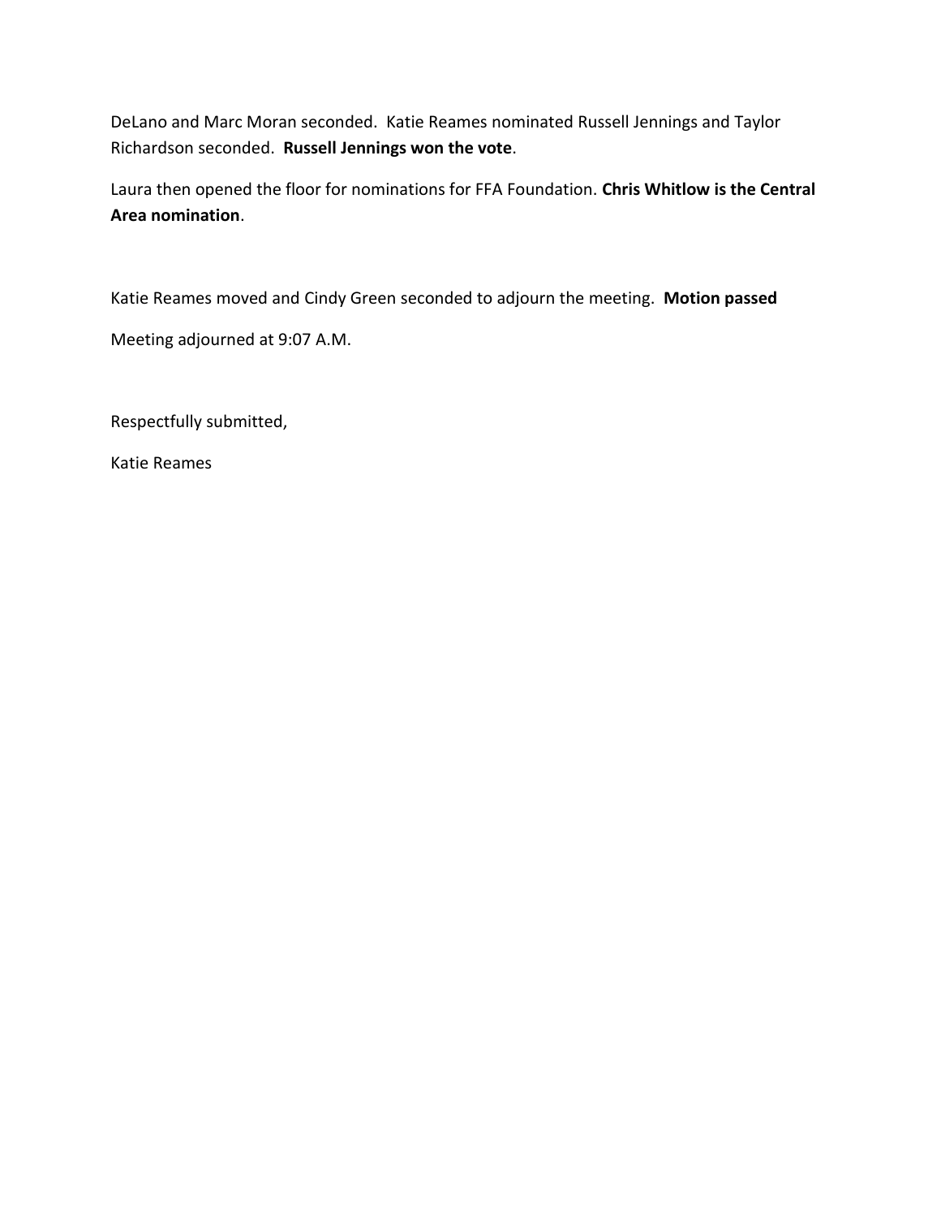DeLano and Marc Moran seconded.  Katie Reames nominated Russell Jennings and Taylor Richardson seconded.  **Russell Jennings won the vote**.

Laura then opened the floor for nominations for FFA Foundation. **Chris Whitlow is the Central Area nomination**.

Katie Reames moved and Cindy Green seconded to adjourn the meeting.  **Motion passed**

Meeting adjourned at 9:07 A.M.

Respectfully submitted,

Katie Reames